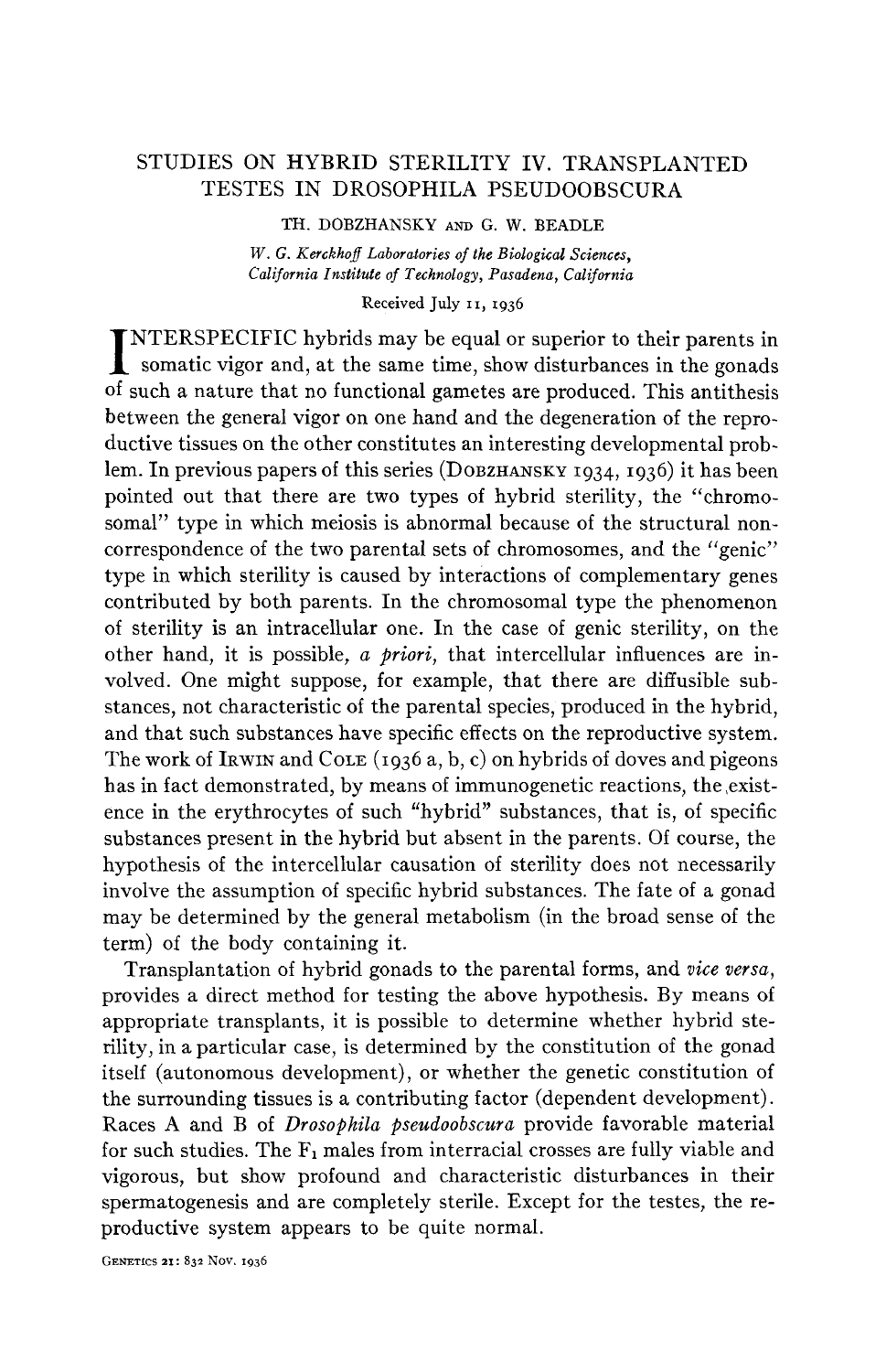# STUDIES ON HYBRID STERILITY IV. TRANSPLANTED TESTES IN DROSOPHILA PSEUDOOBSCURA

TH. DOBZHANSKY AND G. W. BEADLE

*W. G. Kerckhoff Laboratories of the Biological Sciences, California Institute of Technology, Pasadena, California*

Received July 11, 1936

INTERSPECIFIC hybrids may be equal or superior to their parents in somatic vigor and, at the same time, show disturbances in the gonads of such a nature that no functional gametes are produced. This antithesis between the general vigor on one hand and the degeneration of the reproductive tissues on the other constitutes an interesting developmental problem. In previous papers of this series (DOBZHANSKY 1934, 1936) it has been pointed out that there are two types of hybrid sterility, the "chromosomal" type in which meiosis is abnormal because of the structural noncorrespondence of the two parental sets of chromosomes, and the "genic" type in which sterility is caused by interactions of complementary genes contributed by both parents. In the chromosomal type the phenomenon of sterility is an intracellular one. In the case of genic sterility, on the other hand, it is possible, *a priori*, that intercellular influences are involved. One might suppose, for example, that there are diffusible substances, not characteristic of the parental species, produced in the hybrid, and that such substances have specific effects on the reproductive system. The work of IRWIN and COLE (1936 a, b, c) on hybrids of doves and pigeons has in fact demonstrated, by means of immunogenetic reactions, the existence in the erythrocytes of such "hybrid" substances, that is, of specific substances present in the hybrid but absent in the parents. Of course, the hypothesis of the intercellular causation of sterility does not necessarily involve the assumption of specific hybrid substances. The fate of a gonad may be determined by the general metabolism (in the broad sense of the term) of the body containing it.

Transplantation of hybrid gonads to the parental forms, and *vice versa*, provides a direct method for testing the above hypothesis. By means of appropriate transplants, it is possible to determine whether hybrid sterility, in a particular case, is determined by the constitution of the gonad itself (autonomous development), or whether the genetic constitution of the surrounding tissues is a contributing factor (dependent development). Races A and B of *Drosophila pseudoobscura* provide favorable material for such studies. The $F_1$ males from interracial crosses are fully viable and vigorous, but show profound and characteristic disturbances in their spermatogenesis and are completely sterile. Except for the testes, the reproductive system appears to be quite normal.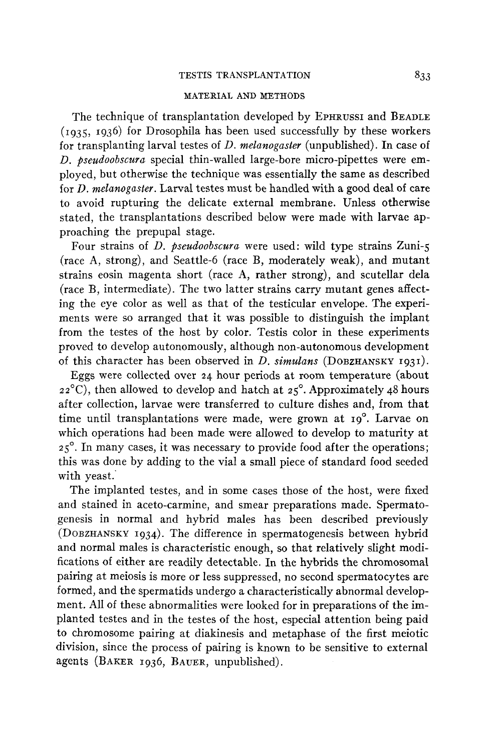## MATERIAL AND METHODS

The technique of transplantation developed by EPHRUSSI and BEADLE (1935, 1936) for Drosophila has been used successfully by these workers for transplanting larval testes of *D. melanogaster* (unpublished). In case of *D. pseudoobscura* special thin-walled large-bore micro-pipettes were employed, but otherwise the technique was essentially the same as described for *D. melanogaster*. Larval testes must be handled with a good deal of care to avoid rupturing the delicate external membrane. Unless otherwise stated, the transplantations described below were made with larvae approaching the prepupal stage.

Four strains of *D. pseudoobscura* were used: wild type strains Zuni-5 (race A, strong), and Seattle-6 (race B, moderately weak), and mutant strains eosin magenta short (race A, rather strong), and scutellar dela (race B, intermediate). The two latter strains carry mutant genes affecting the eye color as well as that of the testicular envelope. The experiments were so arranged that it was possible to distinguish the implant from the testes of the host by color. Testis color in these experiments proved to develop autonomously, although non-autonomous development of this character has been observed in *D. simulans* (DOBZHANSKY 1931).

Eggs were collected over 24 hour periods at room temperature (about 22°C), then allowed to develop and hatch at 25°. Approximately 48 hours after collection, larvae were transferred to culture dishes and, from that time until transplantations were made, were grown at 19°. Larvae on which operations had been made were allowed to develop to maturity at 25°. In many cases, it was necessary to provide food after the operations; this was done by adding to the vial a small piece of standard food seeded with yeast.

The implanted testes, and in some cases those of the host, were fixed and stained in aceto-carmine, and smear preparations made. Spermatogenesis in normal and hybrid males has been described previously (DOBZHANSKY 1934). The difference in spermatogenesis between hybrid and normal males is characteristic enough, so that relatively slight modifications of either are readily detectable. In the hybrids the chromosomal pairing at meiosis is more or less suppressed, no second spermatocytes are formed, and the spermatids undergo a characteristically abnormal development. All of these abnormalities were looked for in preparations of the implanted testes and in the testes of the host, especial attention being paid to chromosome pairing at diakinesis and metaphase of the first meiotic division, since the process of pairing is known to be sensitive to external agents (BAKER 1936, BAUER, unpublished).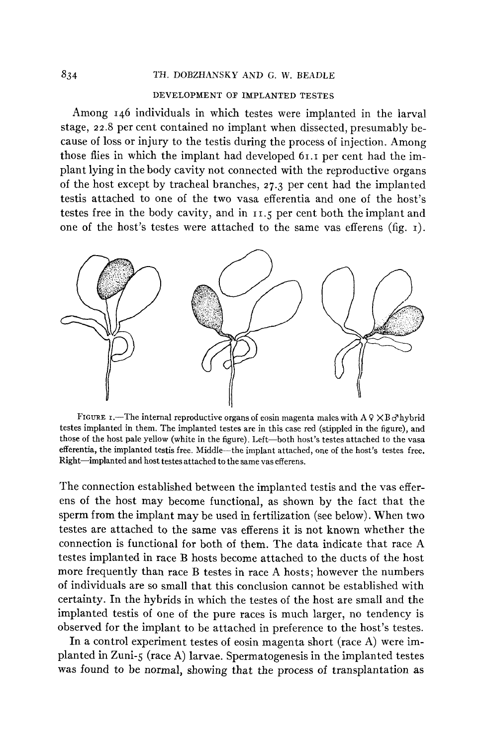### DEVELOPMENT OF IMPLANTED TESTES

Among 146 individuals in which testes were implanted in the larval stage, 22.8 per cent contained no implant when dissected, presumably because of loss or injury to the testis during the process of injection. Among those flies in which the implant had developed 61.1 per cent had the implant lying in the body cavity not connected with the reproductive organs of the host except by tracheal branches, 27.3 per cent had the implanted testis attached to one of the two vasa efferentia and one of the host's testes free in the body cavity, and in 11.5 per cent both the implant and one of the host's testes were attached to the same vas efferens (fig. 1).

FIGURE 1.—The internal reproductive organs of eosin magenta males with A ♀ × B ♂ hybrid testes implanted in them. The implanted testes are in this case red (stippled in the figure), and those of the host pale yellow (white in the figure). Left—both host's testes attached to the vasa efferentia, the implanted testis free. Middle—the implant attached, one of the host's testes free. Right—implanted and host testes attached to the same vas efferens.

The connection established between the implanted testis and the vas efferens of the host may become functional, as shown by the fact that the sperm from the implant may be used in fertilization (see below). When two testes are attached to the same vas efferens it is not known whether the connection is functional for both of them. The data indicate that race A testes implanted in race B hosts become attached to the ducts of the host more frequently than race B testes in race A hosts; however the numbers of individuals are so small that this conclusion cannot be established with certainty. In the hybrids in which the testes of the host are small and the implanted testis of one of the pure races is much larger, no tendency is observed for the implant to be attached in preference to the host's testes.

In a control experiment testes of eosin magenta short (race A) were implanted in Zuni-5 (race A) larvae. Spermatogenesis in the implanted testes was found to be normal, showing that the process of transplantation as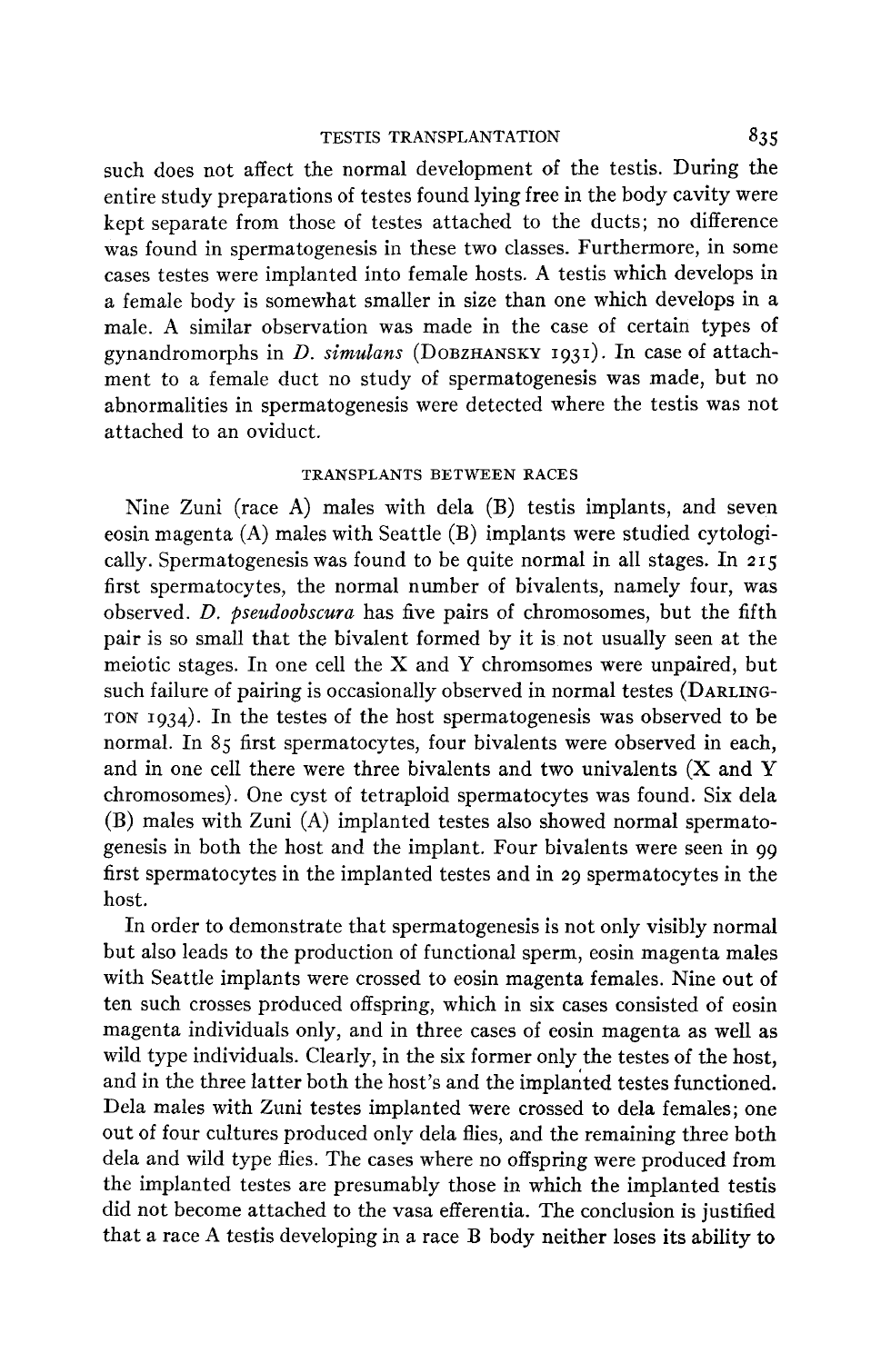such does not affect the normal development of the testis. During the entire study preparations of testes found lying free in the body cavity were kept separate from those of testes attached to the ducts; no difference was found in spermatogenesis in these two classes. Furthermore, in some cases testes were implanted into female hosts. A testis which develops in a female body is somewhat smaller in size than one which develops in a male. A similar observation was made in the case of certain types of gynandromorphs in *D. simulans* (DOBZHANSKY 1931). In case of attachment to a female duct no study of spermatogenesis was made, but no abnormalities in spermatogenesis were detected where the testis was not attached to an oviduct.

## TRANSPLANTS BETWEEN RACES

Nine Zuni (race A) males with dela (B) testis implants, and seven eosin magenta (A) males with Seattle (B) implants were studied cytologically. Spermatogenesis was found to be quite normal in all stages. In 215 first spermatocytes, the normal number of bivalents, namely four, was observed. *D. pseudoobscura* has five pairs of chromosomes, but the fifth pair is so small that the bivalent formed by it is not usually seen at the meiotic stages. In one cell the X and Y chromsomes were unpaired, but such failure of pairing is occasionally observed in normal testes (DARLINGTON 1934). In the testes of the host spermatogenesis was observed to be normal. In 85 first spermatocytes, four bivalents were observed in each, and in one cell there were three bivalents and two univalents (X and Y chromosomes). One cyst of tetraploid spermatocytes was found. Six dela (B) males with Zuni (A) implanted testes also showed normal spermatogenesis in both the host and the implant. Four bivalents were seen in 99 first spermatocytes in the implanted testes and in 29 spermatocytes in the host.

In order to demonstrate that spermatogenesis is not only visibly normal but also leads to the production of functional sperm, eosin magenta males with Seattle implants were crossed to eosin magenta females. Nine out of ten such crosses produced offspring, which in six cases consisted of eosin magenta individuals only, and in three cases of eosin magenta as well as wild type individuals. Clearly, in the six former only the testes of the host, and in the three latter both the host's and the implanted testes functioned. Dela males with Zuni testes implanted were crossed to dela females; one out of four cultures produced only dela flies, and the remaining three both dela and wild type flies. The cases where no offspring were produced from the implanted testes are presumably those in which the implanted testis did not become attached to the vasa efferentia. The conclusion is justified that a race A testis developing in a race B body neither loses its ability to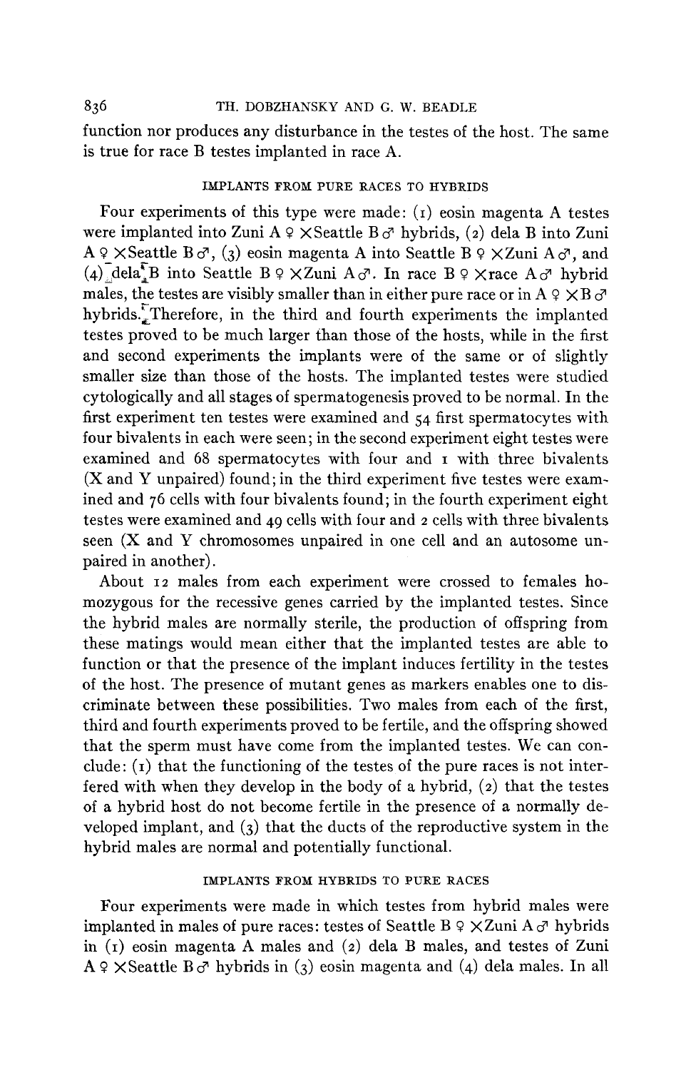function nor produces any disturbance in the testes of the host. The same is true for race B testes implanted in race A.

## IMPLANTS FROM PURE RACES TO HYBRIDS

Four experiments of this type were made: (1) eosin magenta A testes were implanted into Zuni A ♀ ×Seattle B ♂ hybrids, (2) dela B into Zuni A ♀ ×Seattle B ♂, (3) eosin magenta A into Seattle B ♀ ×Zuni A ♂, and (4) dela B into Seattle B ♀ ×Zuni A ♂. In race B ♀ ×race A ♂ hybrid males, the testes are visibly smaller than in either pure race or in A ♀ ×B ♂ hybrids. Therefore, in the third and fourth experiments the implanted testes proved to be much larger than those of the hosts, while in the first and second experiments the implants were of the same or of slightly smaller size than those of the hosts. The implanted testes were studied cytologically and all stages of spermatogenesis proved to be normal. In the first experiment ten testes were examined and 54 first spermatocytes with four bivalents in each were seen; in the second experiment eight testes were examined and 68 spermatocytes with four and 1 with three bivalents (X and Y unpaired) found; in the third experiment five testes were examined and 76 cells with four bivalents found; in the fourth experiment eight testes were examined and 49 cells with four and 2 cells with three bivalents seen (X and Y chromosomes unpaired in one cell and an autosome unpaired in another).

About 12 males from each experiment were crossed to females homozygous for the recessive genes carried by the implanted testes. Since the hybrid males are normally sterile, the production of offspring from these matings would mean either that the implanted testes are able to function or that the presence of the implant induces fertility in the testes of the host. The presence of mutant genes as markers enables one to discriminate between these possibilities. Two males from each of the first, third and fourth experiments proved to be fertile, and the offspring showed that the sperm must have come from the implanted testes. We can conclude: (1) that the functioning of the testes of the pure races is not interfered with when they develop in the body of a hybrid, (2) that the testes of a hybrid host do not become fertile in the presence of a normally developed implant, and (3) that the ducts of the reproductive system in the hybrid males are normal and potentially functional.

## IMPLANTS FROM HYBRIDS TO PURE RACES

Four experiments were made in which testes from hybrid males were implanted in males of pure races: testes of Seattle B ♀ ×Zuni A ♂ hybrids in (1) eosin magenta A males and (2) dela B males, and testes of Zuni A ♀ ×Seattle B ♂ hybrids in (3) eosin magenta and (4) dela males. In all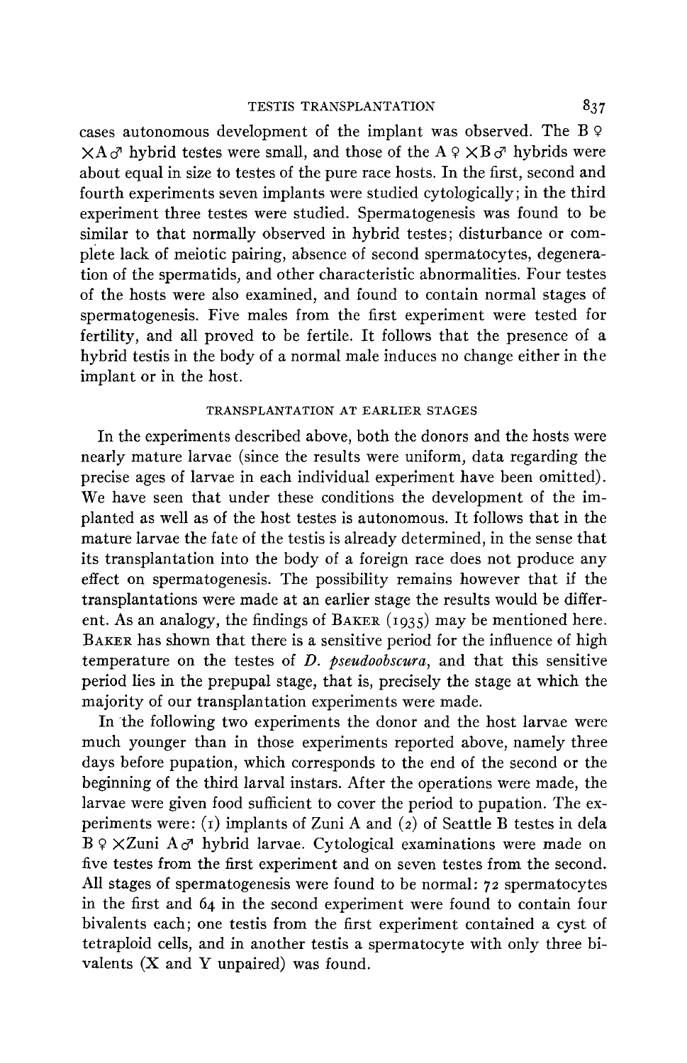cases autonomous development of the implant was observed. The B ♀ ×A ♂ hybrid testes were small, and those of the A ♀ ×B ♂ hybrids were about equal in size to testes of the pure race hosts. In the first, second and fourth experiments seven implants were studied cytologically; in the third experiment three testes were studied. Spermatogenesis was found to be similar to that normally observed in hybrid testes; disturbance or complete lack of meiotic pairing, absence of second spermatocytes, degeneration of the spermatids, and other characteristic abnormalities. Four testes of the hosts were also examined, and found to contain normal stages of spermatogenesis. Five males from the first experiment were tested for fertility, and all proved to be fertile. It follows that the presence of a hybrid testis in the body of a normal male induces no change either in the implant or in the host.

## TRANSPLANTATION AT EARLIER STAGES

In the experiments described above, both the donors and the hosts were nearly mature larvae (since the results were uniform, data regarding the precise ages of larvae in each individual experiment have been omitted). We have seen that under these conditions the development of the implanted as well as of the host testes is autonomous. It follows that in the mature larvae the fate of the testis is already determined, in the sense that its transplantation into the body of a foreign race does not produce any effect on spermatogenesis. The possibility remains however that if the transplantations were made at an earlier stage the results would be different. As an analogy, the findings of BAKER (1935) may be mentioned here. BAKER has shown that there is a sensitive period for the influence of high temperature on the testes of *D. pseudoobscura*, and that this sensitive period lies in the prepupal stage, that is, precisely the stage at which the majority of our transplantation experiments were made.

In the following two experiments the donor and the host larvae were much younger than in those experiments reported above, namely three days before pupation, which corresponds to the end of the second or the beginning of the third larval instars. After the operations were made, the larvae were given food sufficient to cover the period to pupation. The experiments were: (1) implants of Zuni A and (2) of Seattle B testes in dela B ♀ ×Zuni A ♂ hybrid larvae. Cytological examinations were made on five testes from the first experiment and on seven testes from the second. All stages of spermatogenesis were found to be normal: 72 spermatocytes in the first and 64 in the second experiment were found to contain four bivalents each; one testis from the first experiment contained a cyst of tetraploid cells, and in another testis a spermatocyte with only three bivalents (X and Y unpaired) was found.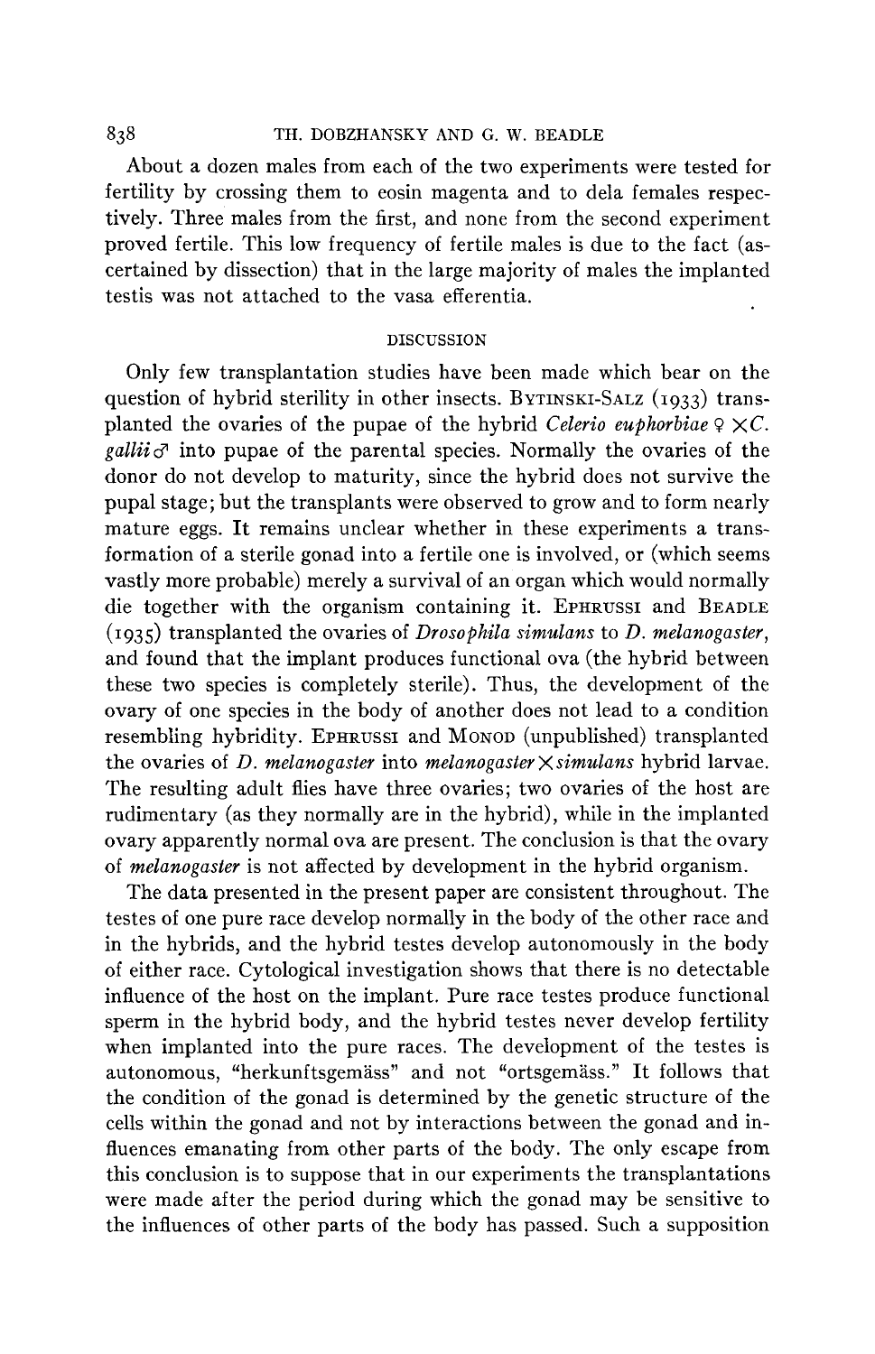About a dozen males from each of the two experiments were tested for fertility by crossing them to eosin magenta and to dela females respectively. Three males from the first, and none from the second experiment proved fertile. This low frequency of fertile males is due to the fact (ascertained by dissection) that in the large majority of males the implanted testis was not attached to the vasa efferentia.

## DISCUSSION

Only few transplantation studies have been made which bear on the question of hybrid sterility in other insects. BYTINSKI-SALZ (1933) transplanted the ovaries of the pupae of the hybrid *Celerio euphorbiae* ♀ × *C. gallii* ♂ into pupae of the parental species. Normally the ovaries of the donor do not develop to maturity, since the hybrid does not survive the pupal stage; but the transplants were observed to grow and to form nearly mature eggs. It remains unclear whether in these experiments a transformation of a sterile gonad into a fertile one is involved, or (which seems vastly more probable) merely a survival of an organ which would normally die together with the organism containing it. EPHRUSSI and BEADLE (1935) transplanted the ovaries of *Drosophila simulans* to *D. melanogaster*, and found that the implant produces functional ova (the hybrid between these two species is completely sterile). Thus, the development of the ovary of one species in the body of another does not lead to a condition resembling hybridity. EPHRUSSI and MONOD (unpublished) transplanted the ovaries of *D. melanogaster* into *melanogaster* × *simulans* hybrid larvae. The resulting adult flies have three ovaries; two ovaries of the host are rudimentary (as they normally are in the hybrid), while in the implanted ovary apparently normal ova are present. The conclusion is that the ovary of *melanogaster* is not affected by development in the hybrid organism.

The data presented in the present paper are consistent throughout. The testes of one pure race develop normally in the body of the other race and in the hybrids, and the hybrid testes develop autonomously in the body of either race. Cytological investigation shows that there is no detectable influence of the host on the implant. Pure race testes produce functional sperm in the hybrid body, and the hybrid testes never develop fertility when implanted into the pure races. The development of the testes is autonomous, "herkunftsgemäss" and not "ortsgemäss." It follows that the condition of the gonad is determined by the genetic structure of the cells within the gonad and not by interactions between the gonad and influences emanating from other parts of the body. The only escape from this conclusion is to suppose that in our experiments the transplantations were made after the period during which the gonad may be sensitive to the influences of other parts of the body has passed. Such a supposition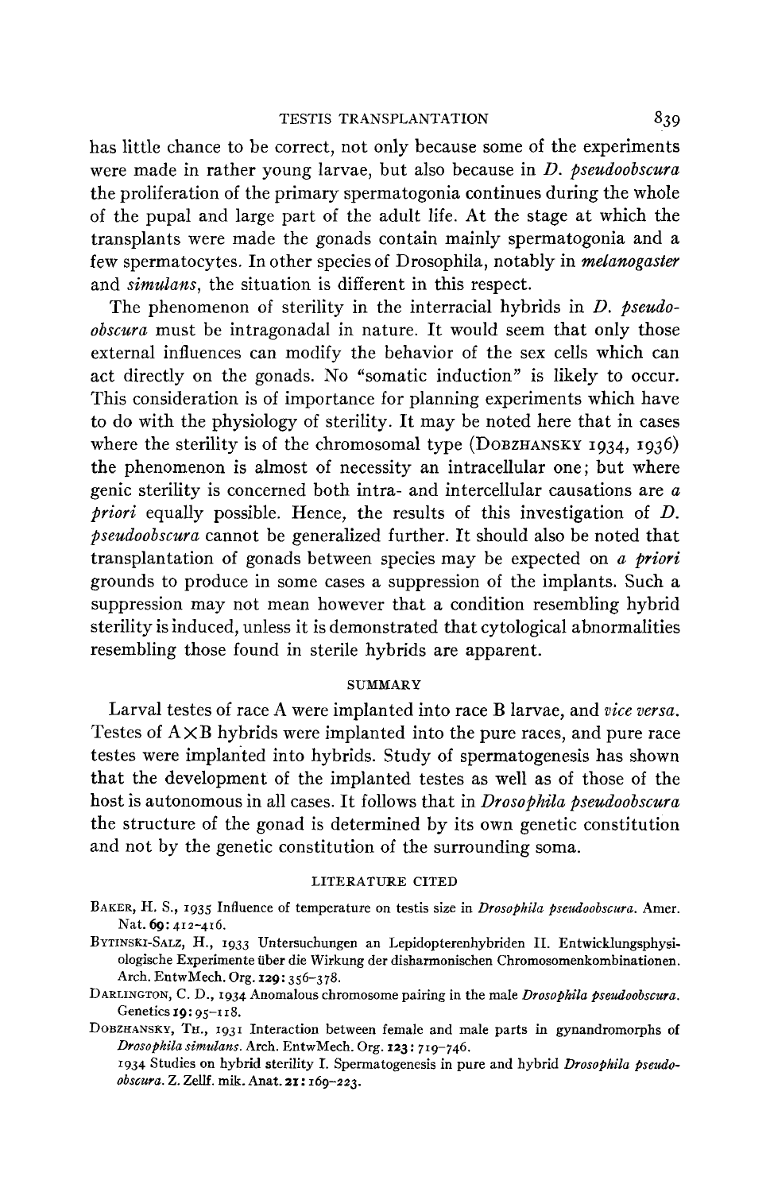has little chance to be correct, not only because some of the experiments were made in rather young larvae, but also because in *D. pseudoobscura* the proliferation of the primary spermatogonia continues during the whole of the pupal and large part of the adult life. At the stage at which the transplants were made the gonads contain mainly spermatogonia and a few spermatocytes. In other species of Drosophila, notably in *melanogaster* and *simulans*, the situation is different in this respect.

The phenomenon of sterility in the interracial hybrids in *D. pseudoobscura* must be intragonadal in nature. It would seem that only those external influences can modify the behavior of the sex cells which can act directly on the gonads. No "somatic induction" is likely to occur. This consideration is of importance for planning experiments which have to do with the physiology of sterility. It may be noted here that in cases where the sterility is of the chromosomal type (DOBZHANSKY 1934, 1936) the phenomenon is almost of necessity an intracellular one; but where genic sterility is concerned both intra- and intercellular causations are *a priori* equally possible. Hence, the results of this investigation of *D. pseudoobscura* cannot be generalized further. It should also be noted that transplantation of gonads between species may be expected on *a priori* grounds to produce in some cases a suppression of the implants. Such a suppression may not mean however that a condition resembling hybrid sterility is induced, unless it is demonstrated that cytological abnormalities resembling those found in sterile hybrids are apparent.

## SUMMARY

Larval testes of race A were implanted into race B larvae, and *vice versa*. Testes of A×B hybrids were implanted into the pure races, and pure race testes were implanted into hybrids. Study of spermatogenesis has shown that the development of the implanted testes as well as of those of the host is autonomous in all cases. It follows that in *Drosophila pseudoobscura* the structure of the gonad is determined by its own genetic constitution and not by the genetic constitution of the surrounding soma.

## LITERATURE CITED

BAKER, H. S., 1935 Influence of temperature on testis size in *Drosophila pseudoobscura*. Amer. Nat. **69**: 412–416.

BYTINSKI-SALZ, H., 1933 Untersuchungen an Lepidopterenhybriden II. Entwicklungsphysiologische Experimente über die Wirkung der disharmonischen Chromosomenkombinationen. Arch. EntwMech. Org. **129**: 356–378.

DARLINGTON, C. D., 1934 Anomalous chromosome pairing in the male *Drosophila pseudoobscura*. Genetics **19**: 95–118.

DOBZHANSKY, TH., 1931 Interaction between female and male parts in gynandromorphs of *Drosophila simulans*. Arch. EntwMech. Org. **123**: 719–746.

1934 Studies on hybrid sterility I. Spermatogenesis in pure and hybrid *Drosophila pseudoobscura*. Z. Zellf. mik. Anat. **21**: 169–223.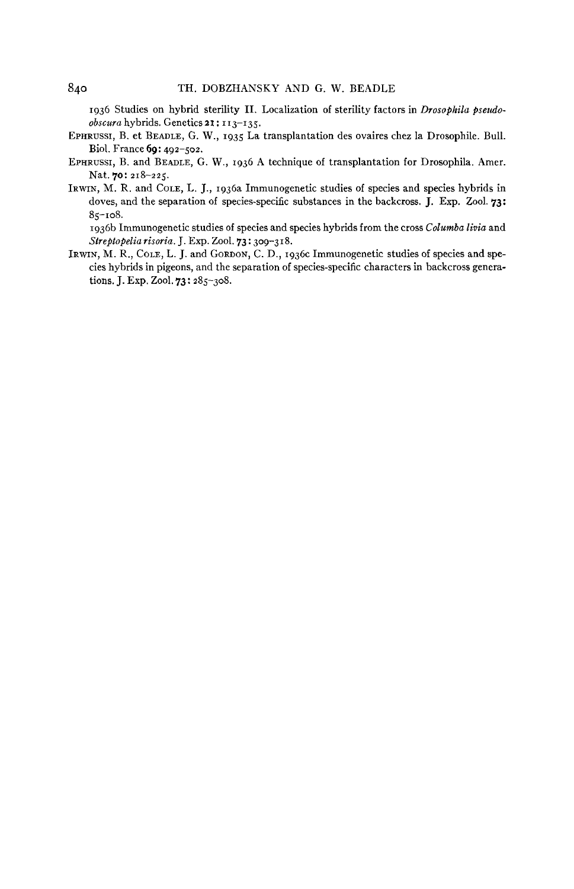1936 Studies on hybrid sterility II. Localization of sterility factors in *Drosophila pseudoobscura* hybrids. Genetics **21**: 113–135.

EPHRUSSI, B. et BEADLE, G. W., 1935 La transplantation des ovaires chez la Drosophile. Bull. Biol. France **69**: 492–502.

EPHRUSSI, B. and BEADLE, G. W., 1936 A technique of transplantation for Drosophila. Amer. Nat. **70**: 218–225.

IRWIN, M. R. and COLE, L. J., 1936a Immunogenetic studies of species and species hybrids in doves, and the separation of species-specific substances in the backcross. J. Exp. Zool. **73**: 85–108.

1936b Immunogenetic studies of species and species hybrids from the cross *Columba livia* and *Streptopelia risoria*. J. Exp. Zool. **73**: 309–318.

IRWIN, M. R., COLE, L. J. and GORDON, C. D., 1936c Immunogenetic studies of species and species hybrids in pigeons, and the separation of species-specific characters in backcross generations. J. Exp. Zool. **73**: 285–308.